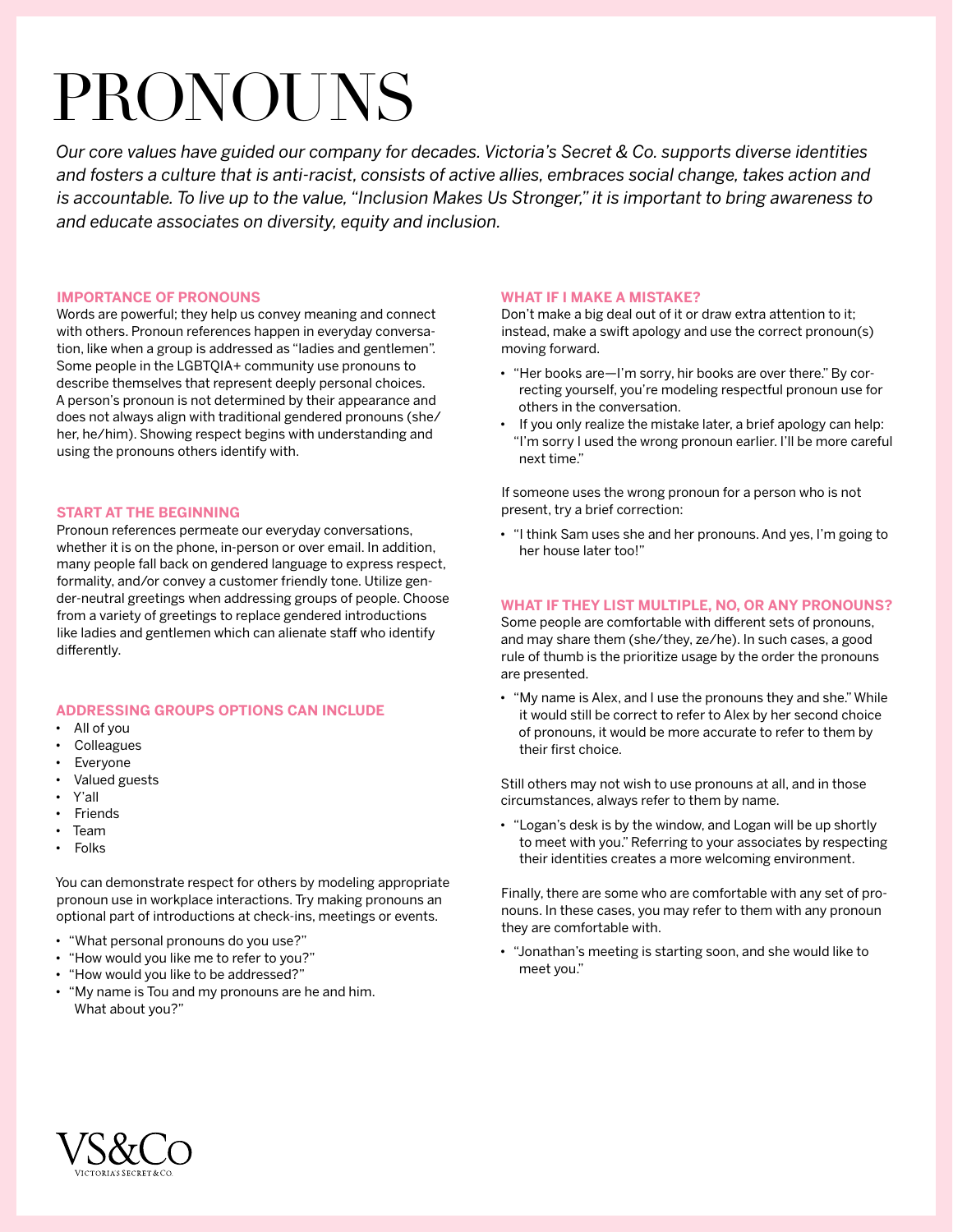# PRONOUNS

*Our core values have guided our company for decades. Victoria's Secret & Co. supports diverse identities and fosters a culture that is anti-racist, consists of active allies, embraces social change, takes action and is accountable. To live up to the value, "Inclusion Makes Us Stronger," it is important to bring awareness to and educate associates on diversity, equity and inclusion.*

## IMPORTANCE OF PRONOUNS

Words are powerful; they help us convey meaning and connect with others. Pronoun references happen in everyday conversation, like when a group is addressed as "ladies and gentlemen". Some people in the LGBTQIA+ community use pronouns to describe themselves that represent deeply personal choices. A person's pronoun is not determined by their appearance and does not always align with traditional gendered pronouns (she/her, he/him). Showing respect begins with understanding and using the pronouns others identify with.

## START AT THE BEGINNING

Pronoun references permeate our everyday conversations, whether it is on the phone, in-person or over email. In addition, many people fall back on gendered language to express respect, formality, and/or convey a customer friendly tone. Utilize gender-neutral greetings when addressing groups of people. Choose from a variety of greetings to replace gendered introductions like ladies and gentlemen which can alienate staff who identify differently.

## ADDRESSING GROUPS OPTIONS CAN INCLUDE

- All of you
- Colleagues
- Everyone
- Valued guests
- Y'all
- Friends
- Team
- Folks

You can demonstrate respect for others by modeling appropriate pronoun use in workplace interactions. Try making pronouns an optional part of introductions at check-ins, meetings or events.

- "What personal pronouns do you use?"
- "How would you like me to refer to you?"
- "How would you like to be addressed?"
- "My name is Tou and my pronouns are he and him. What about you?"

## WHAT IF I MAKE A MISTAKE?

Don't make a big deal out of it or draw extra attention to it; instead, make a swift apology and use the correct pronoun(s) moving forward.

- "Her books are—I'm sorry, hir books are over there." By correcting yourself, you're modeling respectful pronoun use for others in the conversation.
- If you only realize the mistake later, a brief apology can help: "I'm sorry I used the wrong pronoun earlier. I'll be more careful next time."

If someone uses the wrong pronoun for a person who is not present, try a brief correction:

- "I think Sam uses she and her pronouns. And yes, I'm going to her house later too!"

## WHAT IF THEY LIST MULTIPLE, NO, OR ANY PRONOUNS?

Some people are comfortable with different sets of pronouns, and may share them (she/they, ze/he). In such cases, a good rule of thumb is the prioritize usage by the order the pronouns are presented.

- "My name is Alex, and I use the pronouns they and she." While it would still be correct to refer to Alex by her second choice of pronouns, it would be more accurate to refer to them by their first choice.

Still others may not wish to use pronouns at all, and in those circumstances, always refer to them by name.

- "Logan's desk is by the window, and Logan will be up shortly to meet with you." Referring to your associates by respecting their identities creates a more welcoming environment.

Finally, there are some who are comfortable with any set of pronouns. In these cases, you may refer to them with any pronoun they are comfortable with.

- "Jonathan's meeting is starting soon, and she would like to meet you."

VS&Co
VICTORIA'S SECRET & CO.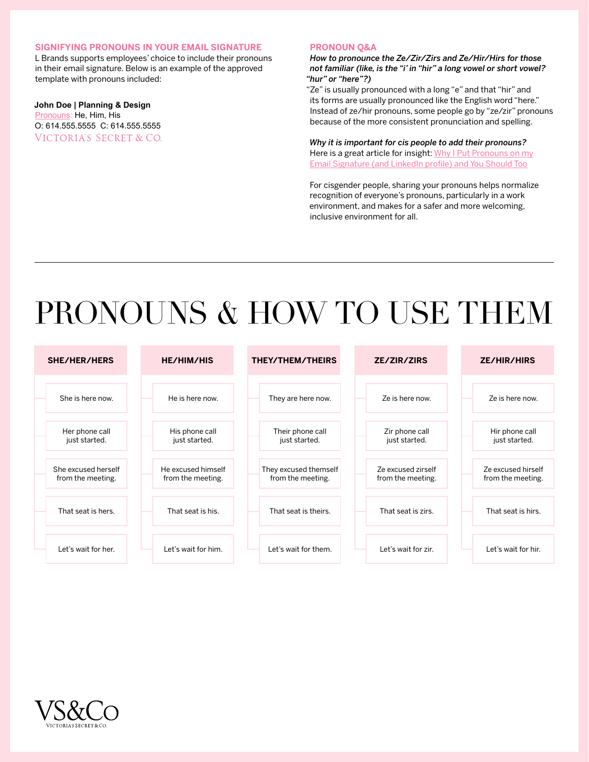## SIGNIFYING PRONOUNS IN YOUR EMAIL SIGNATURE

L Brands supports employees' choice to include their pronouns in their email signature. Below is an example of the approved template with pronouns included:

**John Doe | Planning & Design**
Pronouns: He, Him, His
O: 614.555.5555  C: 614.555.5555
VICTORIA'S SECRET & CO.

## PRONOUN Q&A

***How to pronounce the Ze/Zir/Zirs and Ze/Hir/Hirs for those not familiar (like, is the "i" in "hir" a long vowel or short vowel? "hur" or "here"?)***

"Ze" is usually pronounced with a long "e" and that "hir" and its forms are usually pronounced like the English word "here." Instead of ze/hir pronouns, some people go by "ze/zir" pronouns because of the more consistent pronunciation and spelling.

***Why it is important for cis people to add their pronouns?***

Here is a great article for insight: Why I Put Pronouns on my Email Signature (and LinkedIn profile) and You Should Too

For cisgender people, sharing your pronouns helps normalize recognition of everyone's pronouns, particularly in a work environment, and makes for a safer and more welcoming, inclusive environment for all.

---

# PRONOUNS & HOW TO USE THEM

| SHE/HER/HERS | HE/HIM/HIS | THEY/THEM/THEIRS | ZE/ZIR/ZIRS | ZE/HIR/HIRS |
|---|---|---|---|---|
| She is here now. | He is here now. | They are here now. | Ze is here now. | Ze is here now. |
| Her phone call just started. | His phone call just started. | Their phone call just started. | Zir phone call just started. | Hir phone call just started. |
| She excused herself from the meeting. | He excused himself from the meeting. | They excused themself from the meeting. | Ze excused zirself from the meeting. | Ze excused hirself from the meeting. |
| That seat is hers. | That seat is his. | That seat is theirs. | That seat is zirs. | That seat is hirs. |
| Let's wait for her. | Let's wait for him. | Let's wait for them. | Let's wait for zir. | Let's wait for hir. |

VS&Co
VICTORIA'S SECRET & CO.